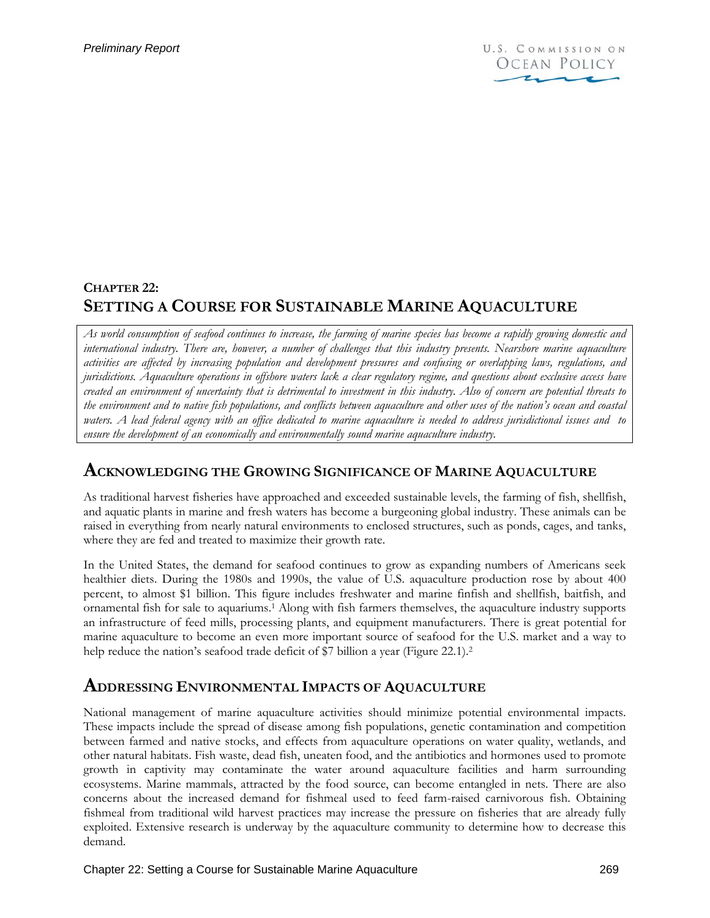# CHAPTER 22: SETTING A COURSE FOR SUSTAINABLE MARINE AQUACULTURE

*As world consumption of seafood continues to increase, the farming of marine species has become a rapidly growing domestic and international industry. There are, however, a number of challenges that this industry presents. Nearshore marine aquaculture activities are affected by increasing population and development pressures and confusing or overlapping laws, regulations, and jurisdictions. Aquaculture operations in offshore waters lack a clear regulatory regime, and questions about exclusive access have created an environment of uncertainty that is detrimental to investment in this industry. Also of concern are potential threats to the environment and to native fish populations, and conflicts between aquaculture and other uses of the nation's ocean and coastal waters. A lead federal agency with an office dedicated to marine aquaculture is needed to address jurisdictional issues and to ensure the development of an economically and environmentally sound marine aquaculture industry.*

## ACKNOWLEDGING THE GROWING SIGNIFICANCE OF MARINE AQUACULTURE

As traditional harvest fisheries have approached and exceeded sustainable levels, the farming of fish, shellfish, and aquatic plants in marine and fresh waters has become a burgeoning global industry. These animals can be raised in everything from nearly natural environments to enclosed structures, such as ponds, cages, and tanks, where they are fed and treated to maximize their growth rate.

In the United States, the demand for seafood continues to grow as expanding numbers of Americans seek healthier diets. During the 1980s and 1990s, the value of U.S. aquaculture production rose by about 400 percent, to almost $1 billion. This figure includes freshwater and marine finfish and shellfish, baitfish, and ornamental fish for sale to aquariums.[1] Along with fish farmers themselves, the aquaculture industry supports an infrastructure of feed mills, processing plants, and equipment manufacturers. There is great potential for marine aquaculture to become an even more important source of seafood for the U.S. market and a way to help reduce the nation's seafood trade deficit of $7 billion a year (Figure 22.1).[2]

## ADDRESSING ENVIRONMENTAL IMPACTS OF AQUACULTURE

National management of marine aquaculture activities should minimize potential environmental impacts. These impacts include the spread of disease among fish populations, genetic contamination and competition between farmed and native stocks, and effects from aquaculture operations on water quality, wetlands, and other natural habitats. Fish waste, dead fish, uneaten food, and the antibiotics and hormones used to promote growth in captivity may contaminate the water around aquaculture facilities and harm surrounding ecosystems. Marine mammals, attracted by the food source, can become entangled in nets. There are also concerns about the increased demand for fishmeal used to feed farm-raised carnivorous fish. Obtaining fishmeal from traditional wild harvest practices may increase the pressure on fisheries that are already fully exploited. Extensive research is underway by the aquaculture community to determine how to decrease this demand.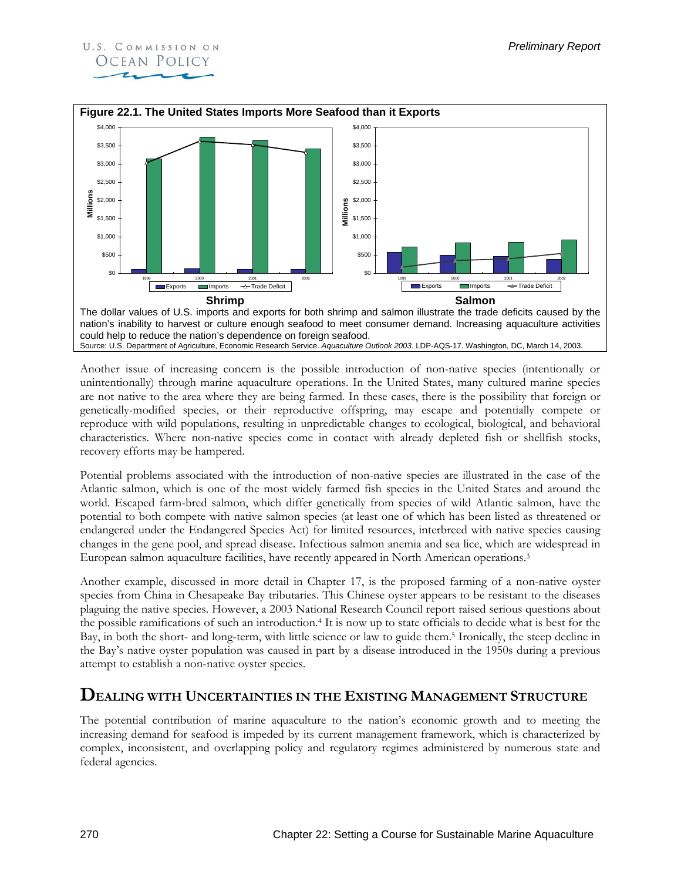**Figure 22.1. The United States Imports More Seafood than it Exports**

The dollar values of U.S. imports and exports for both shrimp and salmon illustrate the trade deficits caused by the nation's inability to harvest or culture enough seafood to meet consumer demand. Increasing aquaculture activities could help to reduce the nation's dependence on foreign seafood.

Source: U.S. Department of Agriculture, Economic Research Service. *Aquaculture Outlook 2003*. LDP-AQS-17. Washington, DC, March 14, 2003.

Another issue of increasing concern is the possible introduction of non-native species (intentionally or unintentionally) through marine aquaculture operations. In the United States, many cultured marine species are not native to the area where they are being farmed. In these cases, there is the possibility that foreign or genetically-modified species, or their reproductive offspring, may escape and potentially compete or reproduce with wild populations, resulting in unpredictable changes to ecological, biological, and behavioral characteristics. Where non-native species come in contact with already depleted fish or shellfish stocks, recovery efforts may be hampered.

Potential problems associated with the introduction of non-native species are illustrated in the case of the Atlantic salmon, which is one of the most widely farmed fish species in the United States and around the world. Escaped farm-bred salmon, which differ genetically from species of wild Atlantic salmon, have the potential to both compete with native salmon species (at least one of which has been listed as threatened or endangered under the Endangered Species Act) for limited resources, interbreed with native species causing changes in the gene pool, and spread disease. Infectious salmon anemia and sea lice, which are widespread in European salmon aquaculture facilities, have recently appeared in North American operations.[3]

Another example, discussed in more detail in Chapter 17, is the proposed farming of a non-native oyster species from China in Chesapeake Bay tributaries. This Chinese oyster appears to be resistant to the diseases plaguing the native species. However, a 2003 National Research Council report raised serious questions about the possible ramifications of such an introduction.[4] It is now up to state officials to decide what is best for the Bay, in both the short- and long-term, with little science or law to guide them.[5] Ironically, the steep decline in the Bay's native oyster population was caused in part by a disease introduced in the 1950s during a previous attempt to establish a non-native oyster species.

## Dealing with Uncertainties in the Existing Management Structure

The potential contribution of marine aquaculture to the nation's economic growth and to meeting the increasing demand for seafood is impeded by its current management framework, which is characterized by complex, inconsistent, and overlapping policy and regulatory regimes administered by numerous state and federal agencies.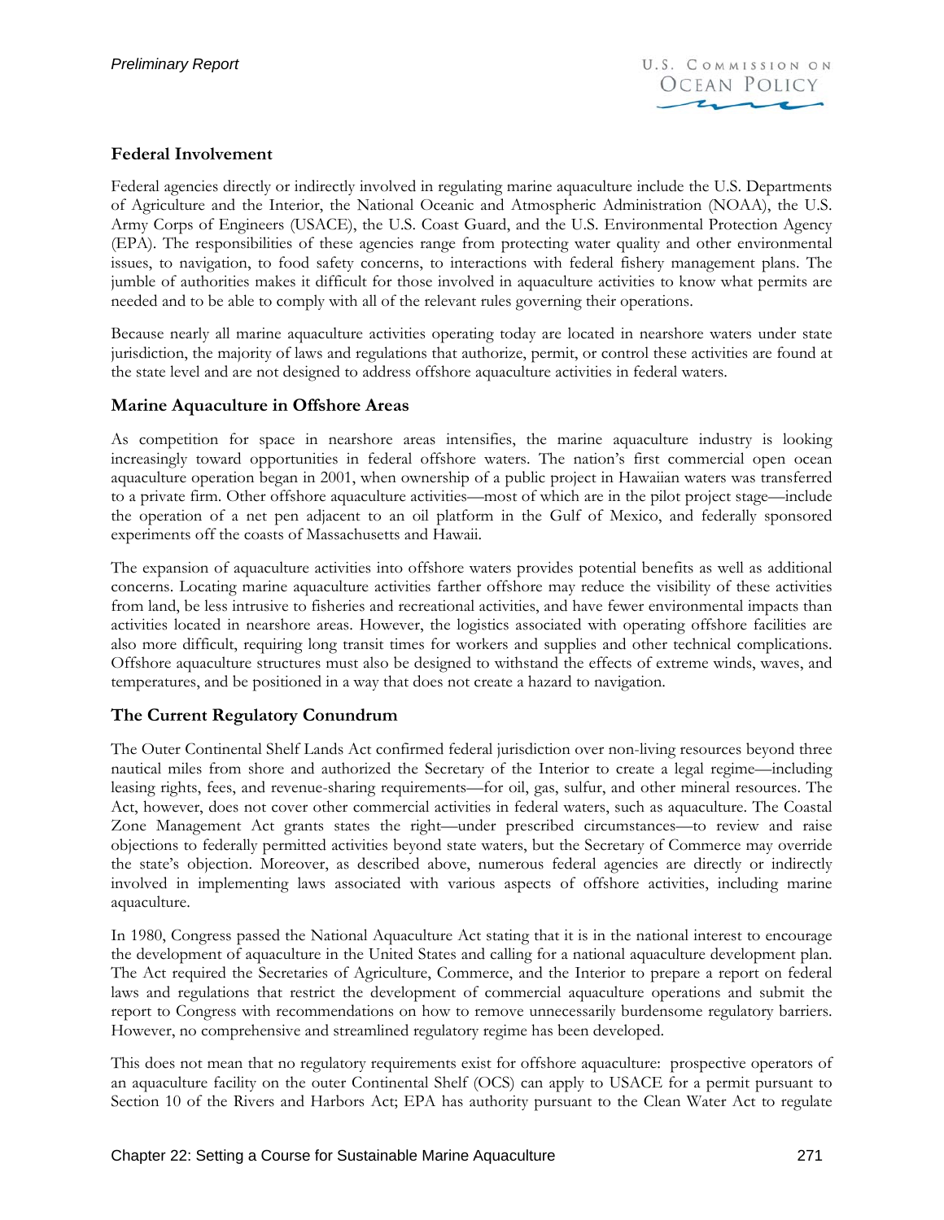### Federal Involvement

Federal agencies directly or indirectly involved in regulating marine aquaculture include the U.S. Departments of Agriculture and the Interior, the National Oceanic and Atmospheric Administration (NOAA), the U.S. Army Corps of Engineers (USACE), the U.S. Coast Guard, and the U.S. Environmental Protection Agency (EPA). The responsibilities of these agencies range from protecting water quality and other environmental issues, to navigation, to food safety concerns, to interactions with federal fishery management plans. The jumble of authorities makes it difficult for those involved in aquaculture activities to know what permits are needed and to be able to comply with all of the relevant rules governing their operations.

Because nearly all marine aquaculture activities operating today are located in nearshore waters under state jurisdiction, the majority of laws and regulations that authorize, permit, or control these activities are found at the state level and are not designed to address offshore aquaculture activities in federal waters.

### Marine Aquaculture in Offshore Areas

As competition for space in nearshore areas intensifies, the marine aquaculture industry is looking increasingly toward opportunities in federal offshore waters. The nation's first commercial open ocean aquaculture operation began in 2001, when ownership of a public project in Hawaiian waters was transferred to a private firm. Other offshore aquaculture activities—most of which are in the pilot project stage—include the operation of a net pen adjacent to an oil platform in the Gulf of Mexico, and federally sponsored experiments off the coasts of Massachusetts and Hawaii.

The expansion of aquaculture activities into offshore waters provides potential benefits as well as additional concerns. Locating marine aquaculture activities farther offshore may reduce the visibility of these activities from land, be less intrusive to fisheries and recreational activities, and have fewer environmental impacts than activities located in nearshore areas. However, the logistics associated with operating offshore facilities are also more difficult, requiring long transit times for workers and supplies and other technical complications. Offshore aquaculture structures must also be designed to withstand the effects of extreme winds, waves, and temperatures, and be positioned in a way that does not create a hazard to navigation.

### The Current Regulatory Conundrum

The Outer Continental Shelf Lands Act confirmed federal jurisdiction over non-living resources beyond three nautical miles from shore and authorized the Secretary of the Interior to create a legal regime—including leasing rights, fees, and revenue-sharing requirements—for oil, gas, sulfur, and other mineral resources. The Act, however, does not cover other commercial activities in federal waters, such as aquaculture. The Coastal Zone Management Act grants states the right—under prescribed circumstances—to review and raise objections to federally permitted activities beyond state waters, but the Secretary of Commerce may override the state's objection. Moreover, as described above, numerous federal agencies are directly or indirectly involved in implementing laws associated with various aspects of offshore activities, including marine aquaculture.

In 1980, Congress passed the National Aquaculture Act stating that it is in the national interest to encourage the development of aquaculture in the United States and calling for a national aquaculture development plan. The Act required the Secretaries of Agriculture, Commerce, and the Interior to prepare a report on federal laws and regulations that restrict the development of commercial aquaculture operations and submit the report to Congress with recommendations on how to remove unnecessarily burdensome regulatory barriers. However, no comprehensive and streamlined regulatory regime has been developed.

This does not mean that no regulatory requirements exist for offshore aquaculture: prospective operators of an aquaculture facility on the outer Continental Shelf (OCS) can apply to USACE for a permit pursuant to Section 10 of the Rivers and Harbors Act; EPA has authority pursuant to the Clean Water Act to regulate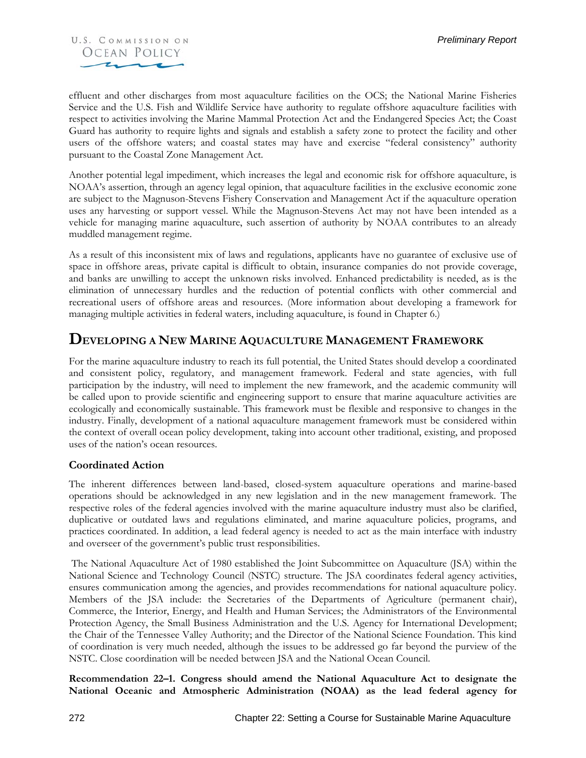effluent and other discharges from most aquaculture facilities on the OCS; the National Marine Fisheries Service and the U.S. Fish and Wildlife Service have authority to regulate offshore aquaculture facilities with respect to activities involving the Marine Mammal Protection Act and the Endangered Species Act; the Coast Guard has authority to require lights and signals and establish a safety zone to protect the facility and other users of the offshore waters; and coastal states may have and exercise "federal consistency" authority pursuant to the Coastal Zone Management Act.

Another potential legal impediment, which increases the legal and economic risk for offshore aquaculture, is NOAA's assertion, through an agency legal opinion, that aquaculture facilities in the exclusive economic zone are subject to the Magnuson-Stevens Fishery Conservation and Management Act if the aquaculture operation uses any harvesting or support vessel. While the Magnuson-Stevens Act may not have been intended as a vehicle for managing marine aquaculture, such assertion of authority by NOAA contributes to an already muddled management regime.

As a result of this inconsistent mix of laws and regulations, applicants have no guarantee of exclusive use of space in offshore areas, private capital is difficult to obtain, insurance companies do not provide coverage, and banks are unwilling to accept the unknown risks involved. Enhanced predictability is needed, as is the elimination of unnecessary hurdles and the reduction of potential conflicts with other commercial and recreational users of offshore areas and resources. (More information about developing a framework for managing multiple activities in federal waters, including aquaculture, is found in Chapter 6.)

## Developing a New Marine Aquaculture Management Framework

For the marine aquaculture industry to reach its full potential, the United States should develop a coordinated and consistent policy, regulatory, and management framework. Federal and state agencies, with full participation by the industry, will need to implement the new framework, and the academic community will be called upon to provide scientific and engineering support to ensure that marine aquaculture activities are ecologically and economically sustainable. This framework must be flexible and responsive to changes in the industry. Finally, development of a national aquaculture management framework must be considered within the context of overall ocean policy development, taking into account other traditional, existing, and proposed uses of the nation's ocean resources.

### Coordinated Action

The inherent differences between land-based, closed-system aquaculture operations and marine-based operations should be acknowledged in any new legislation and in the new management framework. The respective roles of the federal agencies involved with the marine aquaculture industry must also be clarified, duplicative or outdated laws and regulations eliminated, and marine aquaculture policies, programs, and practices coordinated. In addition, a lead federal agency is needed to act as the main interface with industry and overseer of the government's public trust responsibilities.

The National Aquaculture Act of 1980 established the Joint Subcommittee on Aquaculture (JSA) within the National Science and Technology Council (NSTC) structure. The JSA coordinates federal agency activities, ensures communication among the agencies, and provides recommendations for national aquaculture policy. Members of the JSA include: the Secretaries of the Departments of Agriculture (permanent chair), Commerce, the Interior, Energy, and Health and Human Services; the Administrators of the Environmental Protection Agency, the Small Business Administration and the U.S. Agency for International Development; the Chair of the Tennessee Valley Authority; and the Director of the National Science Foundation. This kind of coordination is very much needed, although the issues to be addressed go far beyond the purview of the NSTC. Close coordination will be needed between JSA and the National Ocean Council.

**Recommendation 22–1. Congress should amend the National Aquaculture Act to designate the National Oceanic and Atmospheric Administration (NOAA) as the lead federal agency for**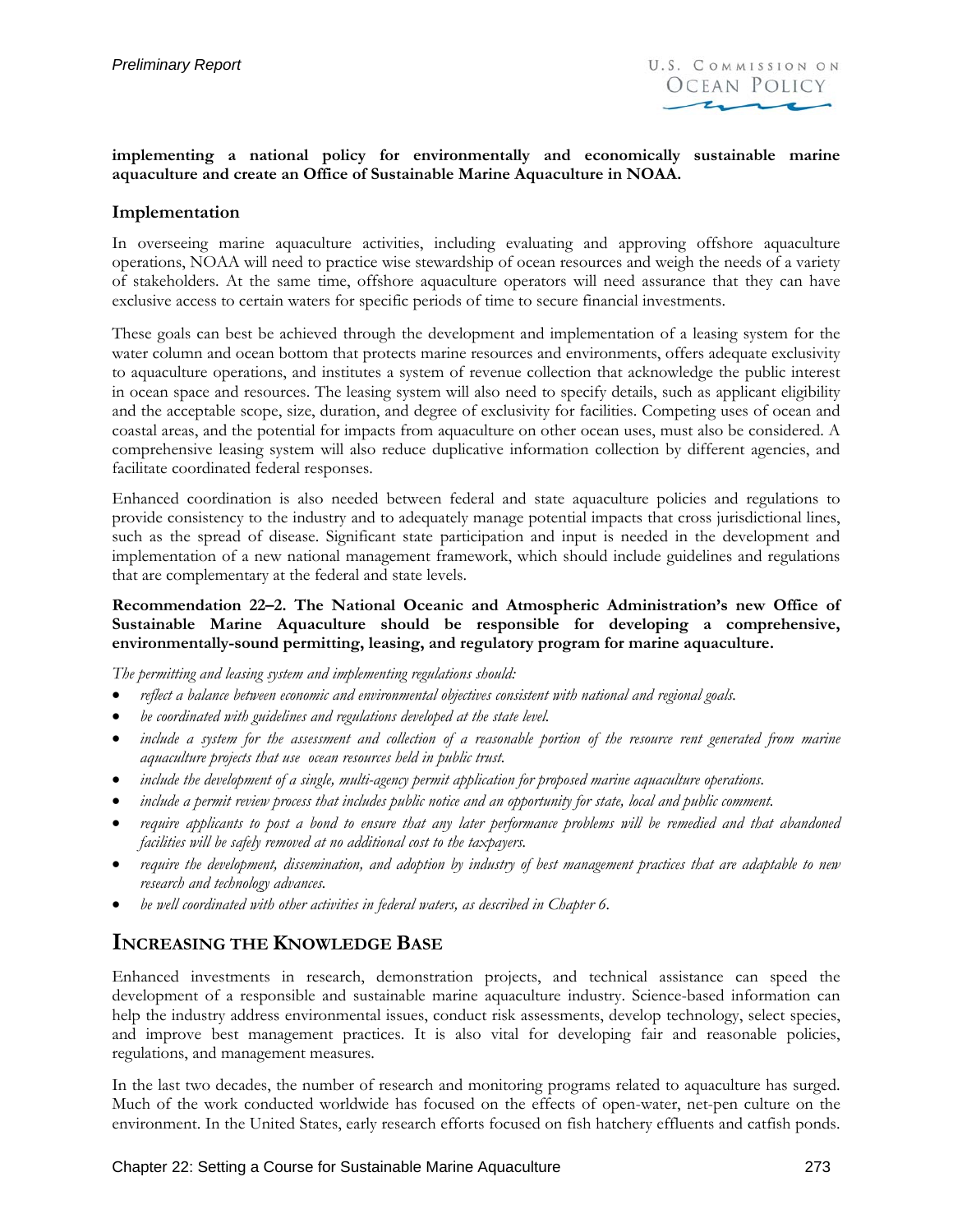**implementing a national policy for environmentally and economically sustainable marine aquaculture and create an Office of Sustainable Marine Aquaculture in NOAA.**

### Implementation

In overseeing marine aquaculture activities, including evaluating and approving offshore aquaculture operations, NOAA will need to practice wise stewardship of ocean resources and weigh the needs of a variety of stakeholders. At the same time, offshore aquaculture operators will need assurance that they can have exclusive access to certain waters for specific periods of time to secure financial investments.

These goals can best be achieved through the development and implementation of a leasing system for the water column and ocean bottom that protects marine resources and environments, offers adequate exclusivity to aquaculture operations, and institutes a system of revenue collection that acknowledge the public interest in ocean space and resources. The leasing system will also need to specify details, such as applicant eligibility and the acceptable scope, size, duration, and degree of exclusivity for facilities. Competing uses of ocean and coastal areas, and the potential for impacts from aquaculture on other ocean uses, must also be considered. A comprehensive leasing system will also reduce duplicative information collection by different agencies, and facilitate coordinated federal responses.

Enhanced coordination is also needed between federal and state aquaculture policies and regulations to provide consistency to the industry and to adequately manage potential impacts that cross jurisdictional lines, such as the spread of disease. Significant state participation and input is needed in the development and implementation of a new national management framework, which should include guidelines and regulations that are complementary at the federal and state levels.

**Recommendation 22–2. The National Oceanic and Atmospheric Administration's new Office of Sustainable Marine Aquaculture should be responsible for developing a comprehensive, environmentally-sound permitting, leasing, and regulatory program for marine aquaculture.**

*The permitting and leasing system and implementing regulations should:*

- *reflect a balance between economic and environmental objectives consistent with national and regional goals.*
- *be coordinated with guidelines and regulations developed at the state level.*
- *include a system for the assessment and collection of a reasonable portion of the resource rent generated from marine aquaculture projects that use ocean resources held in public trust.*
- *include the development of a single, multi-agency permit application for proposed marine aquaculture operations.*
- *include a permit review process that includes public notice and an opportunity for state, local and public comment.*
- *require applicants to post a bond to ensure that any later performance problems will be remedied and that abandoned facilities will be safely removed at no additional cost to the taxpayers.*
- *require the development, dissemination, and adoption by industry of best management practices that are adaptable to new research and technology advances.*
- *be well coordinated with other activities in federal waters, as described in Chapter 6.*

## Increasing the Knowledge Base

Enhanced investments in research, demonstration projects, and technical assistance can speed the development of a responsible and sustainable marine aquaculture industry. Science-based information can help the industry address environmental issues, conduct risk assessments, develop technology, select species, and improve best management practices. It is also vital for developing fair and reasonable policies, regulations, and management measures.

In the last two decades, the number of research and monitoring programs related to aquaculture has surged. Much of the work conducted worldwide has focused on the effects of open-water, net-pen culture on the environment. In the United States, early research efforts focused on fish hatchery effluents and catfish ponds.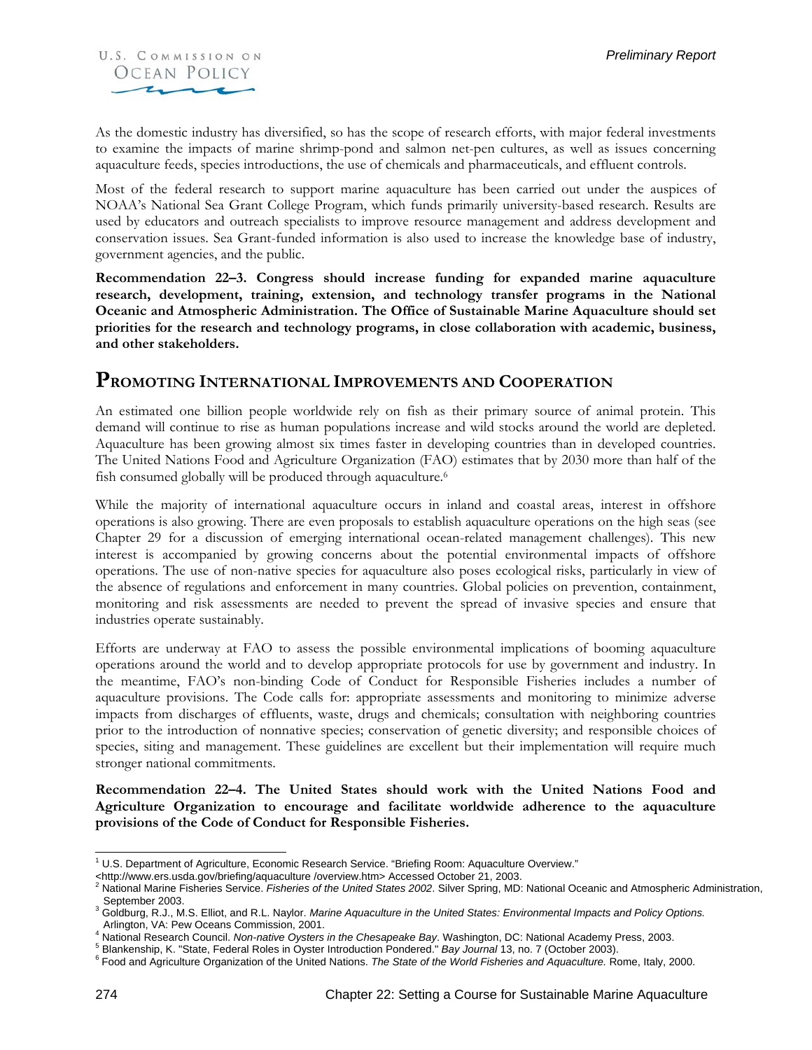As the domestic industry has diversified, so has the scope of research efforts, with major federal investments to examine the impacts of marine shrimp-pond and salmon net-pen cultures, as well as issues concerning aquaculture feeds, species introductions, the use of chemicals and pharmaceuticals, and effluent controls.

Most of the federal research to support marine aquaculture has been carried out under the auspices of NOAA's National Sea Grant College Program, which funds primarily university-based research. Results are used by educators and outreach specialists to improve resource management and address development and conservation issues. Sea Grant-funded information is also used to increase the knowledge base of industry, government agencies, and the public.

**Recommendation 22–3. Congress should increase funding for expanded marine aquaculture research, development, training, extension, and technology transfer programs in the National Oceanic and Atmospheric Administration. The Office of Sustainable Marine Aquaculture should set priorities for the research and technology programs, in close collaboration with academic, business, and other stakeholders.**

## PROMOTING INTERNATIONAL IMPROVEMENTS AND COOPERATION

An estimated one billion people worldwide rely on fish as their primary source of animal protein. This demand will continue to rise as human populations increase and wild stocks around the world are depleted. Aquaculture has been growing almost six times faster in developing countries than in developed countries. The United Nations Food and Agriculture Organization (FAO) estimates that by 2030 more than half of the fish consumed globally will be produced through aquaculture.[6]

While the majority of international aquaculture occurs in inland and coastal areas, interest in offshore operations is also growing. There are even proposals to establish aquaculture operations on the high seas (see Chapter 29 for a discussion of emerging international ocean-related management challenges). This new interest is accompanied by growing concerns about the potential environmental impacts of offshore operations. The use of non-native species for aquaculture also poses ecological risks, particularly in view of the absence of regulations and enforcement in many countries. Global policies on prevention, containment, monitoring and risk assessments are needed to prevent the spread of invasive species and ensure that industries operate sustainably.

Efforts are underway at FAO to assess the possible environmental implications of booming aquaculture operations around the world and to develop appropriate protocols for use by government and industry. In the meantime, FAO's non-binding Code of Conduct for Responsible Fisheries includes a number of aquaculture provisions. The Code calls for: appropriate assessments and monitoring to minimize adverse impacts from discharges of effluents, waste, drugs and chemicals; consultation with neighboring countries prior to the introduction of nonnative species; conservation of genetic diversity; and responsible choices of species, siting and management. These guidelines are excellent but their implementation will require much stronger national commitments.

**Recommendation 22–4. The United States should work with the United Nations Food and Agriculture Organization to encourage and facilitate worldwide adherence to the aquaculture provisions of the Code of Conduct for Responsible Fisheries.**

---

[1] U.S. Department of Agriculture, Economic Research Service. "Briefing Room: Aquaculture Overview." <http://www.ers.usda.gov/briefing/aquaculture /overview.htm> Accessed October 21, 2003.

[2] National Marine Fisheries Service. *Fisheries of the United States 2002*. Silver Spring, MD: National Oceanic and Atmospheric Administration, September 2003.

[3] Goldburg, R.J., M.S. Elliot, and R.L. Naylor. *Marine Aquaculture in the United States: Environmental Impacts and Policy Options.* Arlington, VA: Pew Oceans Commission, 2001.

[4] National Research Council. *Non-native Oysters in the Chesapeake Bay*. Washington, DC: National Academy Press, 2003.

[5] Blankenship, K. "State, Federal Roles in Oyster Introduction Pondered." *Bay Journal* 13, no. 7 (October 2003).

[6] Food and Agriculture Organization of the United Nations. *The State of the World Fisheries and Aquaculture.* Rome, Italy, 2000.